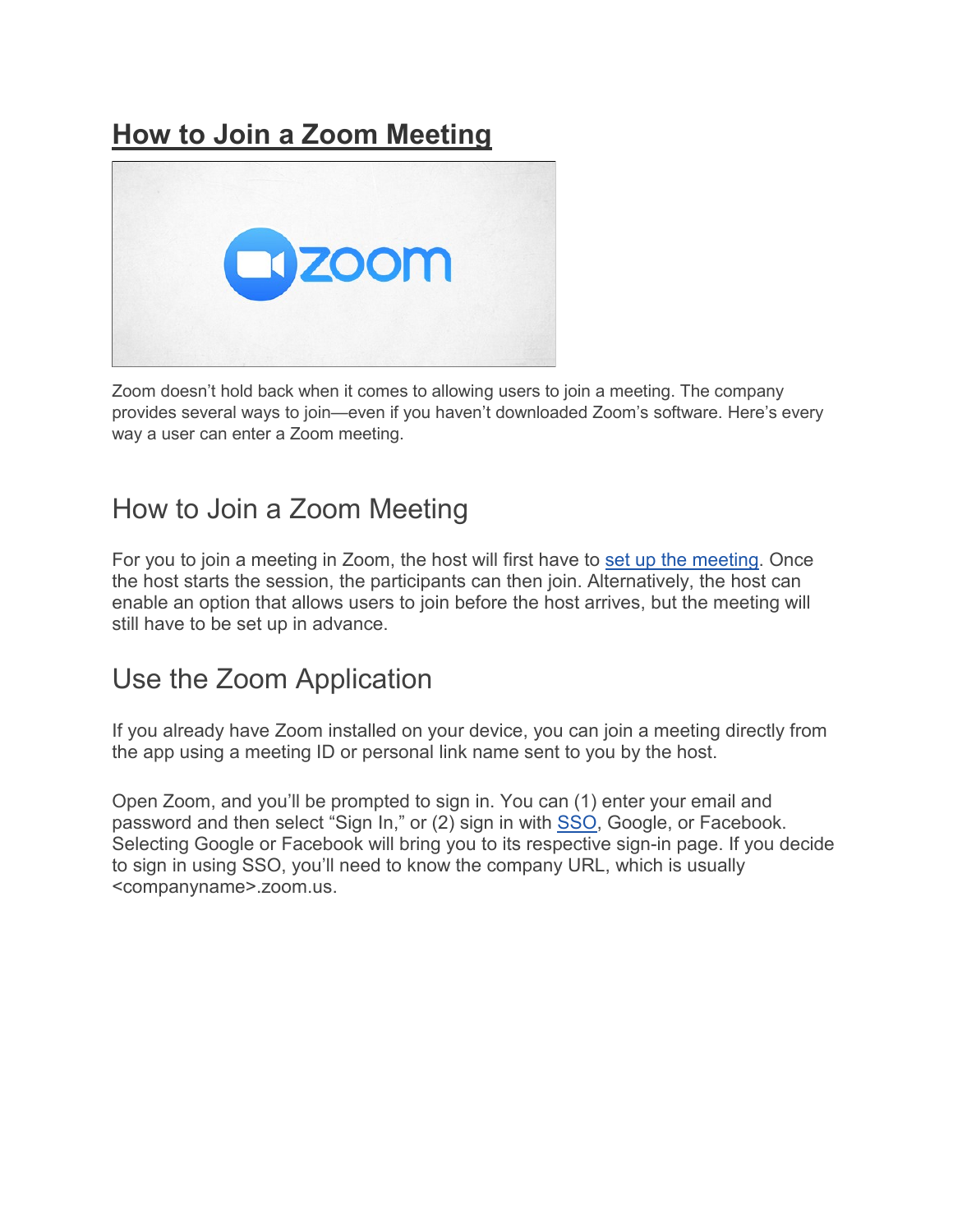# How to Join a Zoom Meeting

Zoom doesn't hold back when it comes to allowing users to join a meeting. The company provides several ways to join—even if you haven't downloaded Zoom's software. Here's every way a user can enter a Zoom meeting.

## How to Join a Zoom Meeting

For you to join a meeting in Zoom, the host will first have to [set up the meeting](). Once the host starts the session, the participants can then join. Alternatively, the host can enable an option that allows users to join before the host arrives, but the meeting will still have to be set up in advance.

## Use the Zoom Application

If you already have Zoom installed on your device, you can join a meeting directly from the app using a meeting ID or personal link name sent to you by the host.

Open Zoom, and you'll be prompted to sign in. You can (1) enter your email and password and then select "Sign In," or (2) sign in with [SSO](), Google, or Facebook. Selecting Google or Facebook will bring you to its respective sign-in page. If you decide to sign in using SSO, you'll need to know the company URL, which is usually <companyname>.zoom.us.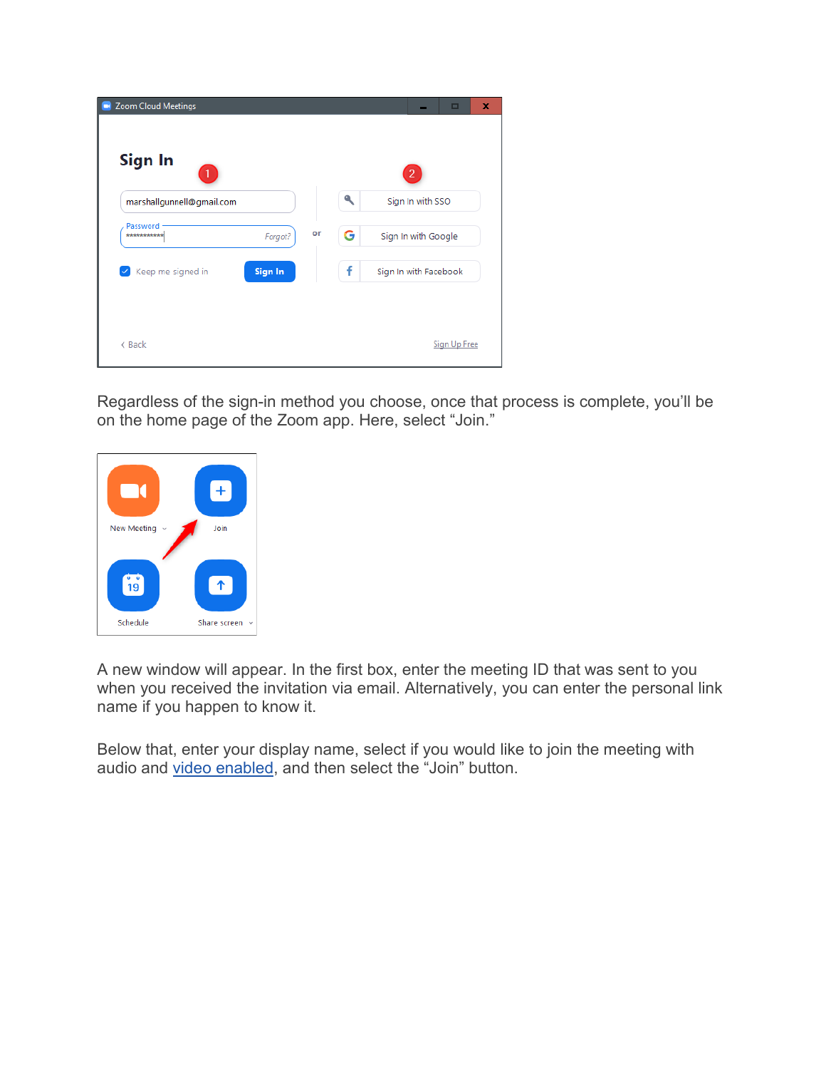Regardless of the sign-in method you choose, once that process is complete, you'll be on the home page of the Zoom app. Here, select "Join."

A new window will appear. In the first box, enter the meeting ID that was sent to you when you received the invitation via email. Alternatively, you can enter the personal link name if you happen to know it.

Below that, enter your display name, select if you would like to join the meeting with audio and video enabled, and then select the "Join" button.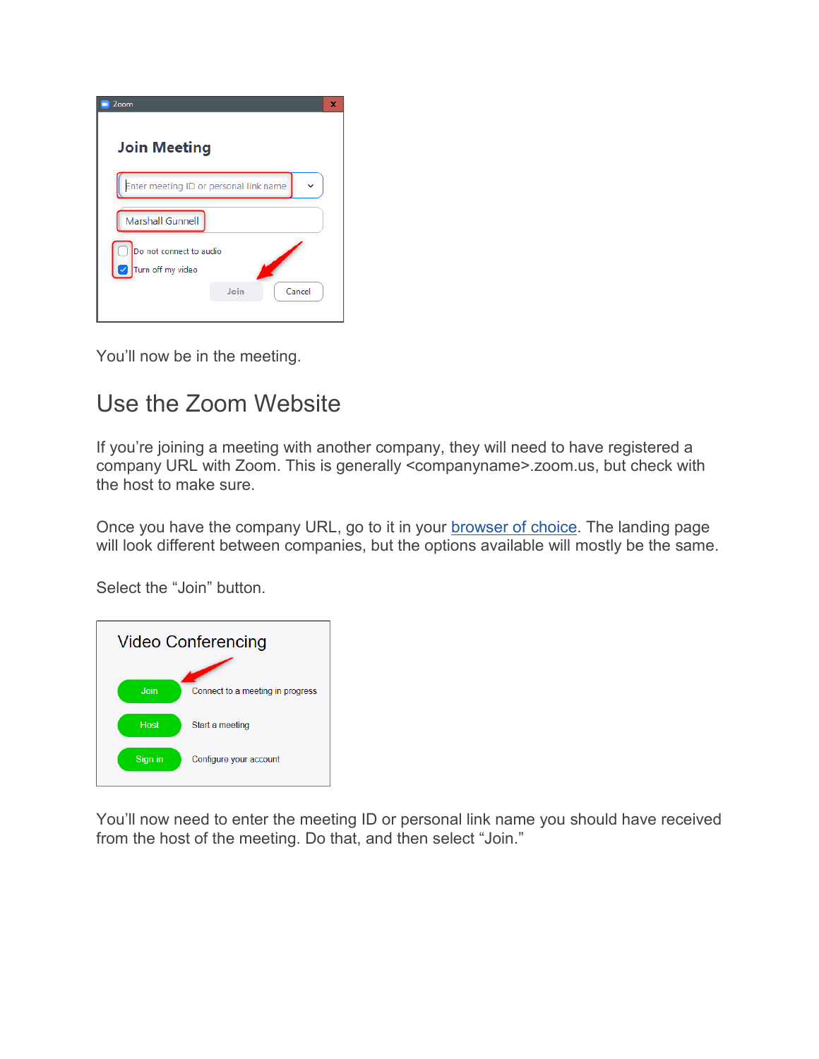You'll now be in the meeting.

## Use the Zoom Website

If you're joining a meeting with another company, they will need to have registered a company URL with Zoom. This is generally <companyname>.zoom.us, but check with the host to make sure.

Once you have the company URL, go to it in your browser of choice. The landing page will look different between companies, but the options available will mostly be the same.

Select the "Join" button.

You'll now need to enter the meeting ID or personal link name you should have received from the host of the meeting. Do that, and then select "Join."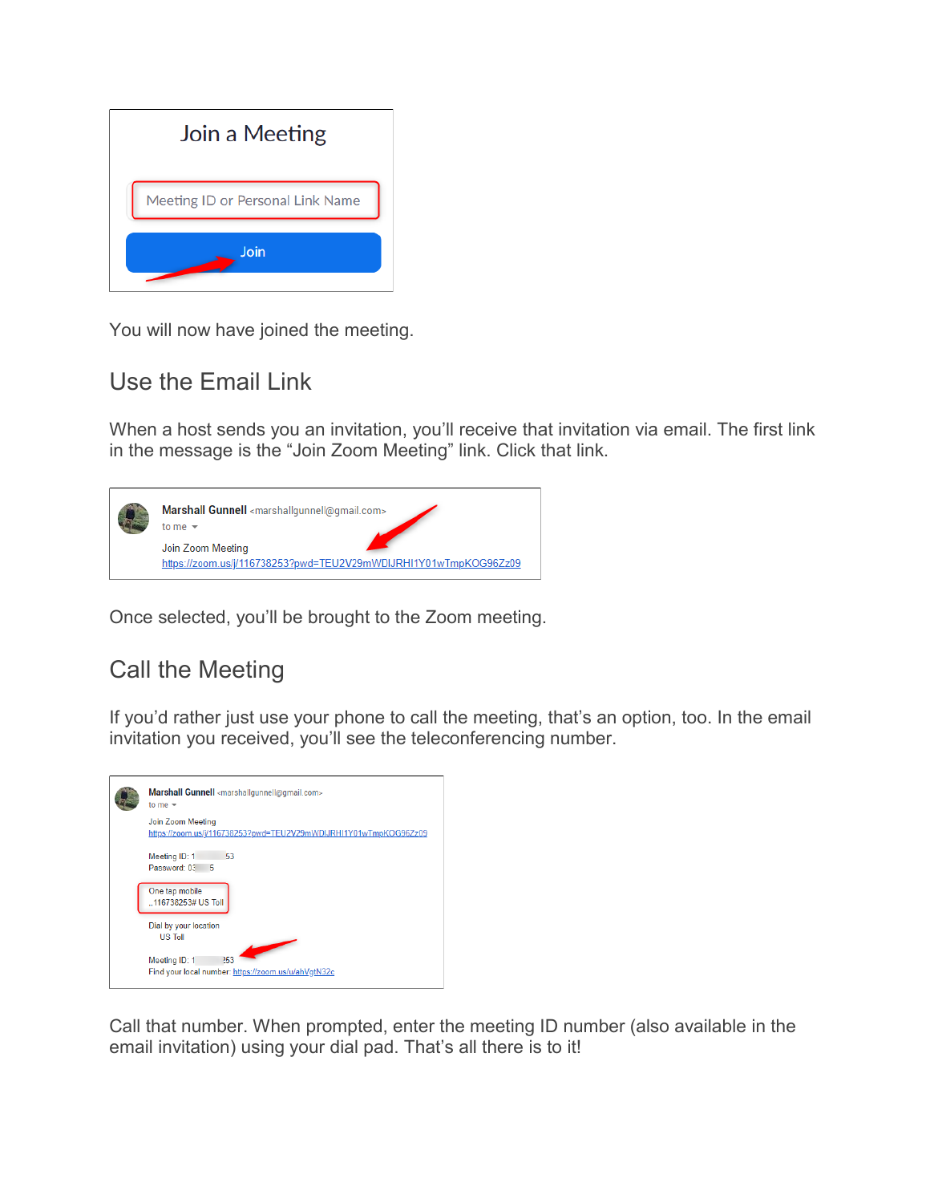You will now have joined the meeting.

## Use the Email Link

When a host sends you an invitation, you'll receive that invitation via email. The first link in the message is the "Join Zoom Meeting" link. Click that link.

Once selected, you'll be brought to the Zoom meeting.

## Call the Meeting

If you'd rather just use your phone to call the meeting, that's an option, too. In the email invitation you received, you'll see the teleconferencing number.

Call that number. When prompted, enter the meeting ID number (also available in the email invitation) using your dial pad. That's all there is to it!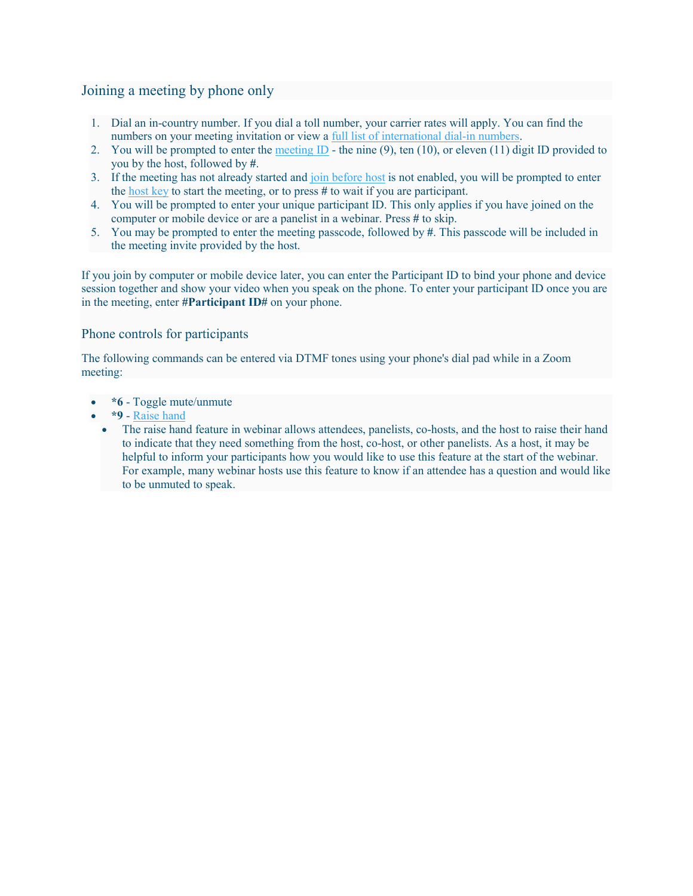## Joining a meeting by phone only

1. Dial an in-country number. If you dial a toll number, your carrier rates will apply. You can find the numbers on your meeting invitation or view a full list of international dial-in numbers.
2. You will be prompted to enter the meeting ID - the nine (9), ten (10), or eleven (11) digit ID provided to you by the host, followed by #.
3. If the meeting has not already started and join before host is not enabled, you will be prompted to enter the host key to start the meeting, or to press # to wait if you are participant.
4. You will be prompted to enter your unique participant ID. This only applies if you have joined on the computer or mobile device or are a panelist in a webinar. Press # to skip.
5. You may be prompted to enter the meeting passcode, followed by #. This passcode will be included in the meeting invite provided by the host.

If you join by computer or mobile device later, you can enter the Participant ID to bind your phone and device session together and show your video when you speak on the phone. To enter your participant ID once you are in the meeting, enter **#Participant ID#** on your phone.

### Phone controls for participants

The following commands can be entered via DTMF tones using your phone's dial pad while in a Zoom meeting:

- ***6** - Toggle mute/unmute
- ***9** - Raise hand
  - The raise hand feature in webinar allows attendees, panelists, co-hosts, and the host to raise their hand to indicate that they need something from the host, co-host, or other panelists. As a host, it may be helpful to inform your participants how you would like to use this feature at the start of the webinar. For example, many webinar hosts use this feature to know if an attendee has a question and would like to be unmuted to speak.